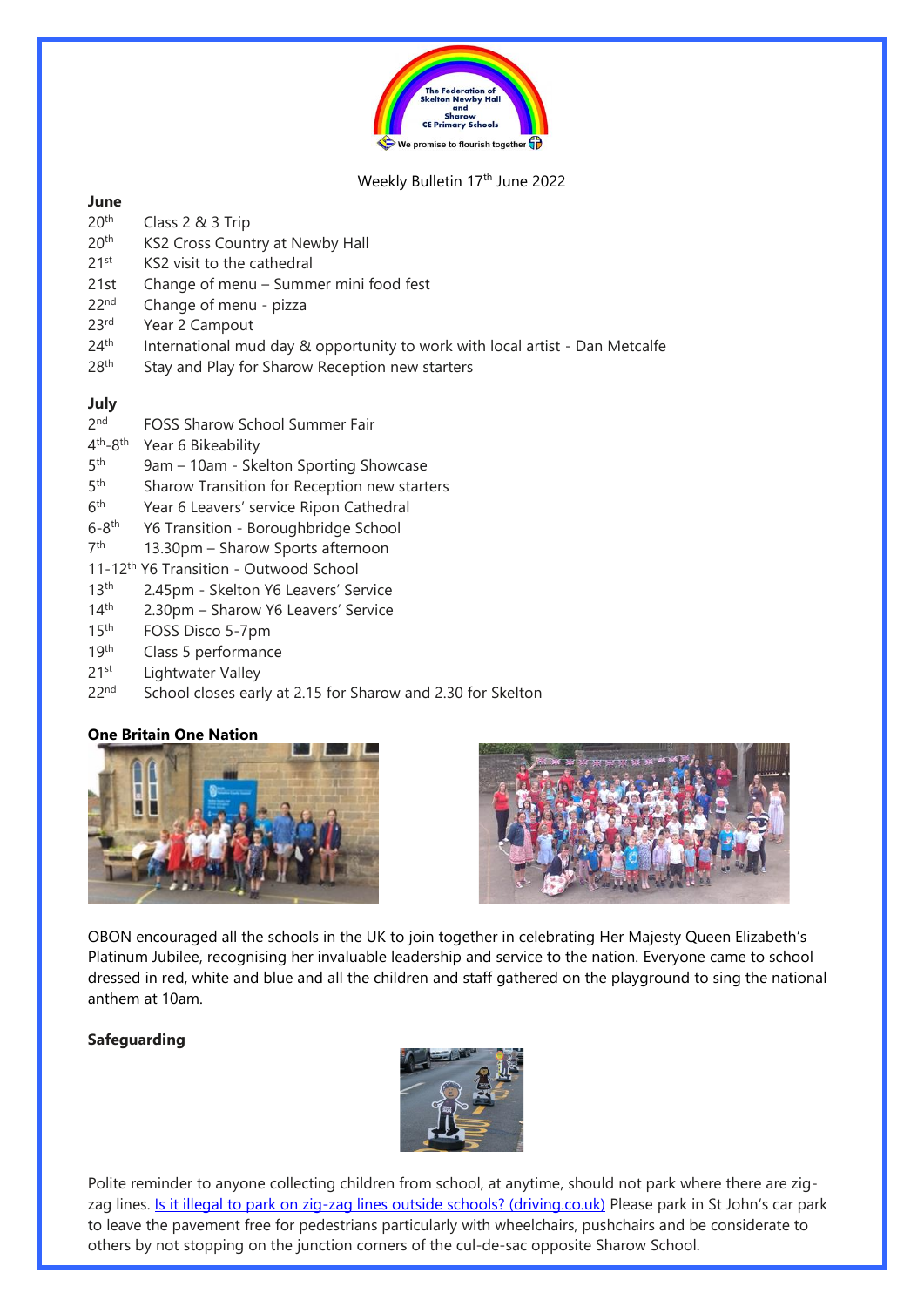The Federation of Skelton Newby Hall and Sharow CE Primary Schools

We promise to flourish together

Weekly Bulletin 17th June 2022

**June**

- 20th Class 2 & 3 Trip
- 20th KS2 Cross Country at Newby Hall
- 21st KS2 visit to the cathedral
- 21st Change of menu – Summer mini food fest
- 22nd Change of menu - pizza
- 23rd Year 2 Campout
- 24th International mud day & opportunity to work with local artist - Dan Metcalfe
- 28th Stay and Play for Sharow Reception new starters

**July**

- 2nd FOSS Sharow School Summer Fair
- 4th-8th Year 6 Bikeability
- 5th 9am – 10am - Skelton Sporting Showcase
- 5th Sharow Transition for Reception new starters
- 6th Year 6 Leavers' service Ripon Cathedral
- 6-8th Y6 Transition - Boroughbridge School
- 7th 13.30pm – Sharow Sports afternoon
- 11-12th Y6 Transition - Outwood School
- 13th 2.45pm - Skelton Y6 Leavers' Service
- 14th 2.30pm – Sharow Y6 Leavers' Service
- 15th FOSS Disco 5-7pm
- 19th Class 5 performance
- 21st Lightwater Valley
- 22nd School closes early at 2.15 for Sharow and 2.30 for Skelton

**One Britain One Nation**

OBON encouraged all the schools in the UK to join together in celebrating Her Majesty Queen Elizabeth's Platinum Jubilee, recognising her invaluable leadership and service to the nation. Everyone came to school dressed in red, white and blue and all the children and staff gathered on the playground to sing the national anthem at 10am.

**Safeguarding**

Polite reminder to anyone collecting children from school, at anytime, should not park where there are zig-zag lines. [Is it illegal to park on zig-zag lines outside schools? (driving.co.uk)] Please park in St John's car park to leave the pavement free for pedestrians particularly with wheelchairs, pushchairs and be considerate to others by not stopping on the junction corners of the cul-de-sac opposite Sharow School.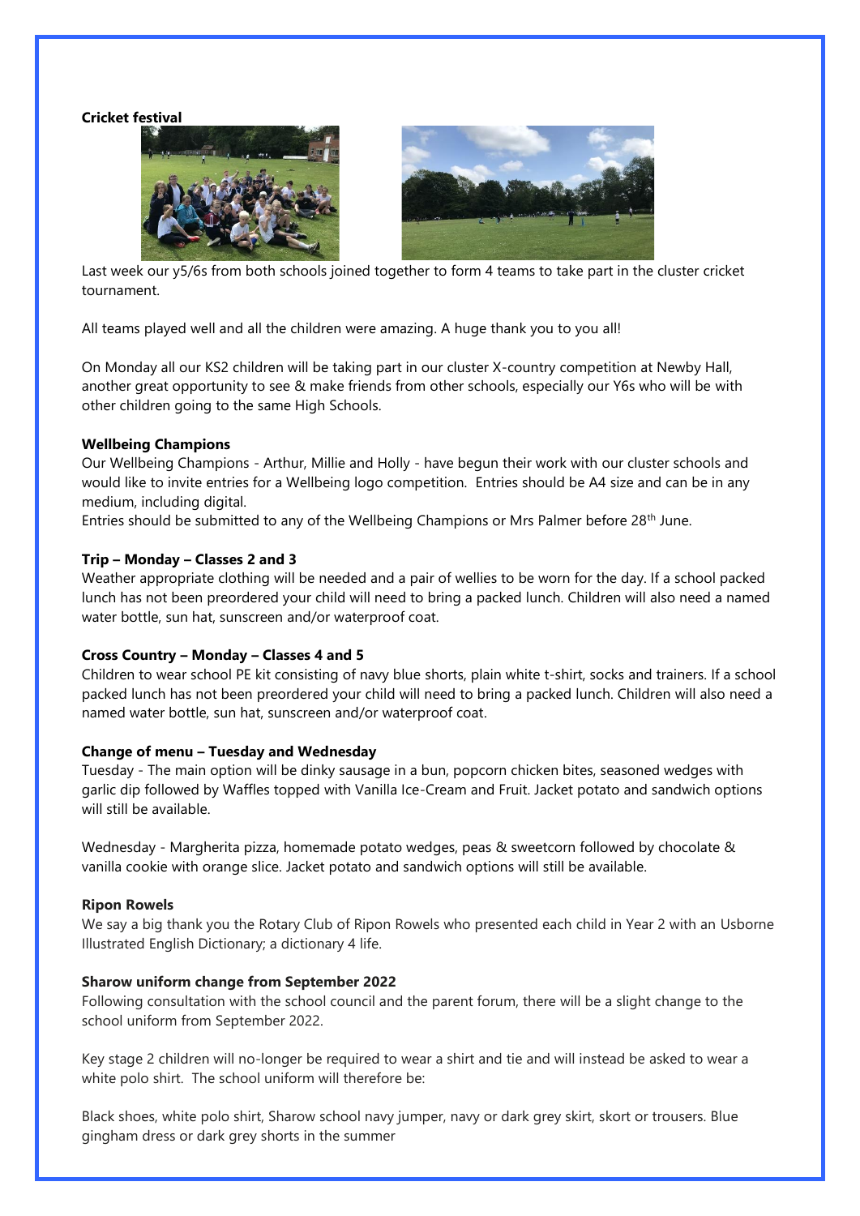**Cricket festival**

Last week our y5/6s from both schools joined together to form 4 teams to take part in the cluster cricket tournament.

All teams played well and all the children were amazing. A huge thank you to you all!

On Monday all our KS2 children will be taking part in our cluster X-country competition at Newby Hall, another great opportunity to see & make friends from other schools, especially our Y6s who will be with other children going to the same High Schools.

**Wellbeing Champions**

Our Wellbeing Champions - Arthur, Millie and Holly - have begun their work with our cluster schools and would like to invite entries for a Wellbeing logo competition. Entries should be A4 size and can be in any medium, including digital.
Entries should be submitted to any of the Wellbeing Champions or Mrs Palmer before 28th June.

**Trip – Monday – Classes 2 and 3**

Weather appropriate clothing will be needed and a pair of wellies to be worn for the day. If a school packed lunch has not been preordered your child will need to bring a packed lunch. Children will also need a named water bottle, sun hat, sunscreen and/or waterproof coat.

**Cross Country – Monday – Classes 4 and 5**

Children to wear school PE kit consisting of navy blue shorts, plain white t-shirt, socks and trainers. If a school packed lunch has not been preordered your child will need to bring a packed lunch. Children will also need a named water bottle, sun hat, sunscreen and/or waterproof coat.

**Change of menu – Tuesday and Wednesday**

Tuesday - The main option will be dinky sausage in a bun, popcorn chicken bites, seasoned wedges with garlic dip followed by Waffles topped with Vanilla Ice-Cream and Fruit. Jacket potato and sandwich options will still be available.

Wednesday - Margherita pizza, homemade potato wedges, peas & sweetcorn followed by chocolate & vanilla cookie with orange slice. Jacket potato and sandwich options will still be available.

**Ripon Rowels**

We say a big thank you the Rotary Club of Ripon Rowels who presented each child in Year 2 with an Usborne Illustrated English Dictionary; a dictionary 4 life.

**Sharow uniform change from September 2022**

Following consultation with the school council and the parent forum, there will be a slight change to the school uniform from September 2022.

Key stage 2 children will no-longer be required to wear a shirt and tie and will instead be asked to wear a white polo shirt. The school uniform will therefore be:

Black shoes, white polo shirt, Sharow school navy jumper, navy or dark grey skirt, skort or trousers. Blue gingham dress or dark grey shorts in the summer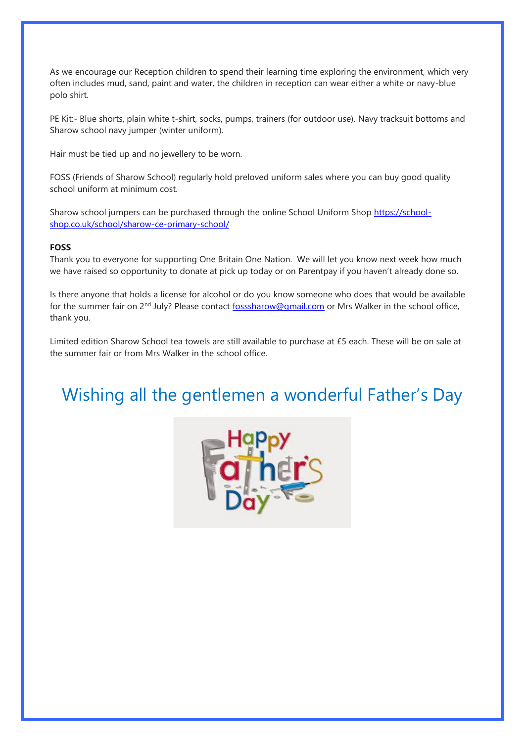As we encourage our Reception children to spend their learning time exploring the environment, which very often includes mud, sand, paint and water, the children in reception can wear either a white or navy-blue polo shirt.

PE Kit:- Blue shorts, plain white t-shirt, socks, pumps, trainers (for outdoor use). Navy tracksuit bottoms and Sharow school navy jumper (winter uniform).

Hair must be tied up and no jewellery to be worn.

FOSS (Friends of Sharow School) regularly hold preloved uniform sales where you can buy good quality school uniform at minimum cost.

Sharow school jumpers can be purchased through the online School Uniform Shop [https://school-shop.co.uk/school/sharow-ce-primary-school/](https://school-shop.co.uk/school/sharow-ce-primary-school/)

**FOSS**

Thank you to everyone for supporting One Britain One Nation. We will let you know next week how much we have raised so opportunity to donate at pick up today or on Parentpay if you haven't already done so.

Is there anyone that holds a license for alcohol or do you know someone who does that would be available for the summer fair on 2nd July? Please contact fosssharow@gmail.com or Mrs Walker in the school office, thank you.

Limited edition Sharow School tea towels are still available to purchase at £5 each. These will be on sale at the summer fair or from Mrs Walker in the school office.

## Wishing all the gentlemen a wonderful Father's Day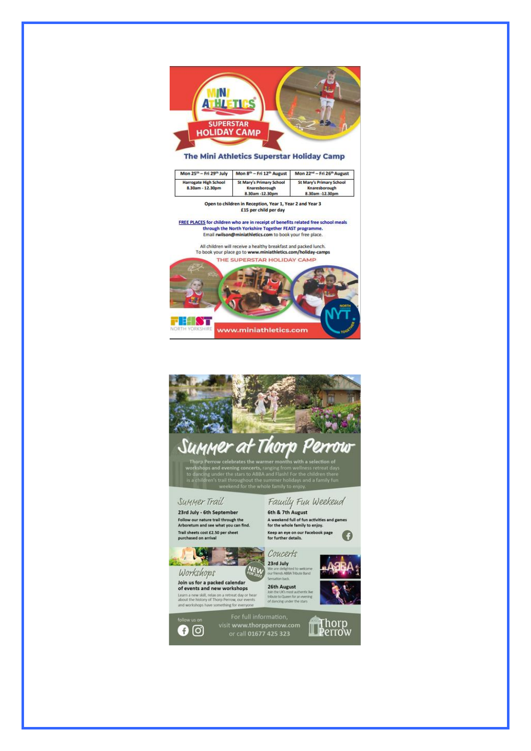# MINI ATHLETICS SUPERSTAR HOLIDAY CAMP

## The Mini Athletics Superstar Holiday Camp

| Mon 25th – Fri 29th July | Mon 8th – Fri 12th August | Mon 22nd – Fri 26th August |
|---|---|---|
| Harrogate High School 8.30am - 12.30pm | St Mary's Primary School Knaresborough 8.30am -12.30pm | St Mary's Primary School Knaresborough 8.30am -12.30pm |

Open to children in Reception, Year 1, Year 2 and Year 3
£15 per child per day

FREE PLACES for children who are in receipt of benefits related free school meals through the North Yorkshire Together FEAST programme.
Email rwilson@miniathletics.com to book your free place.

All children will receive a healthy breakfast and packed lunch.
To book your place go to www.miniathletics.com/holiday-camps

THE SUPERSTAR HOLIDAY CAMP

FEAST NORTH YORKSHIRE

www.miniathletics.com

NYT NORTH YORKSHIRE TOGETHER

# Summer at Thorp Perrow

Thorp Perrow celebrates the warmer months with a selection of workshops and evening concerts, ranging from wellness retreat days to dancing under the stars to ABBA and Flash! For the children there is a children's trail throughout the summer holidays and a family fun weekend for the whole family to enjoy.

## Summer Trail

**23rd July - 6th September**

Follow our nature trail through the Arboretum and see what you can find.

Trail sheets cost £2.50 per sheet purchased on arrival

## Family Fun Weekend

**6th & 7th August**

A weekend full of fun activities and games for the whole family to enjoy.

Keep an eye on our Facebook page for further details.

## Workshops

NEW FOR 2022

**Join us for a packed calendar of events and new workshops**

Learn a new skill, relax on a retreat day or hear about the history of Thorp Perrow, our events and workshops have something for everyone

## Concerts

**23rd July**

We are delighted to welcome our friends ABBA Tribute Band Sensation back.

**26th August**

Join the UK's most authentic live tribute to Queen for an evening of dancing under the stars

follow us on

For full information, visit www.thorpperrow.com or call 01677 425 323

Thorp Perrow